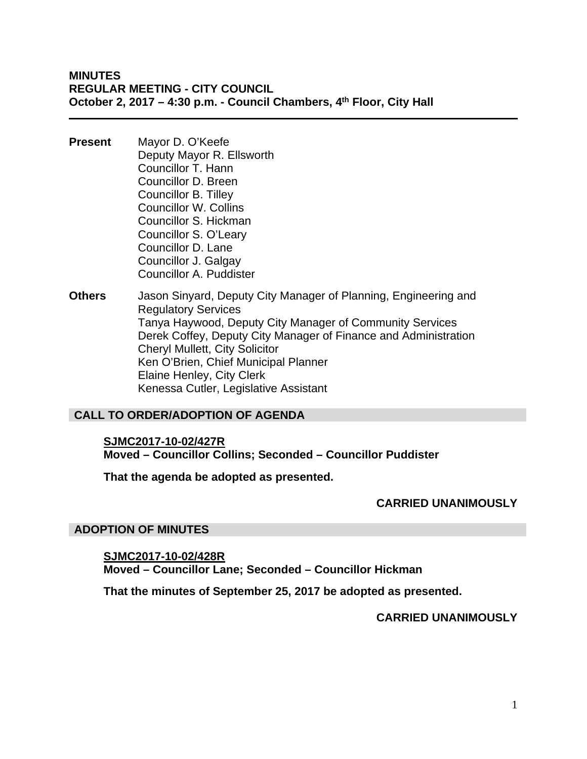**MINUTES**
**REGULAR MEETING - CITY COUNCIL**
**October 2, 2017 – 4:30 p.m. - Council Chambers, 4th Floor, City Hall**

---

**Present**

Mayor D. O'Keefe
Deputy Mayor R. Ellsworth
Councillor T. Hann
Councillor D. Breen
Councillor B. Tilley
Councillor W. Collins
Councillor S. Hickman
Councillor S. O'Leary
Councillor D. Lane
Councillor J. Galgay
Councillor A. Puddister

**Others**

Jason Sinyard, Deputy City Manager of Planning, Engineering and Regulatory Services
Tanya Haywood, Deputy City Manager of Community Services
Derek Coffey, Deputy City Manager of Finance and Administration
Cheryl Mullett, City Solicitor
Ken O'Brien, Chief Municipal Planner
Elaine Henley, City Clerk
Kenessa Cutler, Legislative Assistant

## CALL TO ORDER/ADOPTION OF AGENDA

**SJMC2017-10-02/427R**
**Moved – Councillor Collins; Seconded – Councillor Puddister**

**That the agenda be adopted as presented.**

**CARRIED UNANIMOUSLY**

## ADOPTION OF MINUTES

**SJMC2017-10-02/428R**
**Moved – Councillor Lane; Seconded – Councillor Hickman**

**That the minutes of September 25, 2017 be adopted as presented.**

**CARRIED UNANIMOUSLY**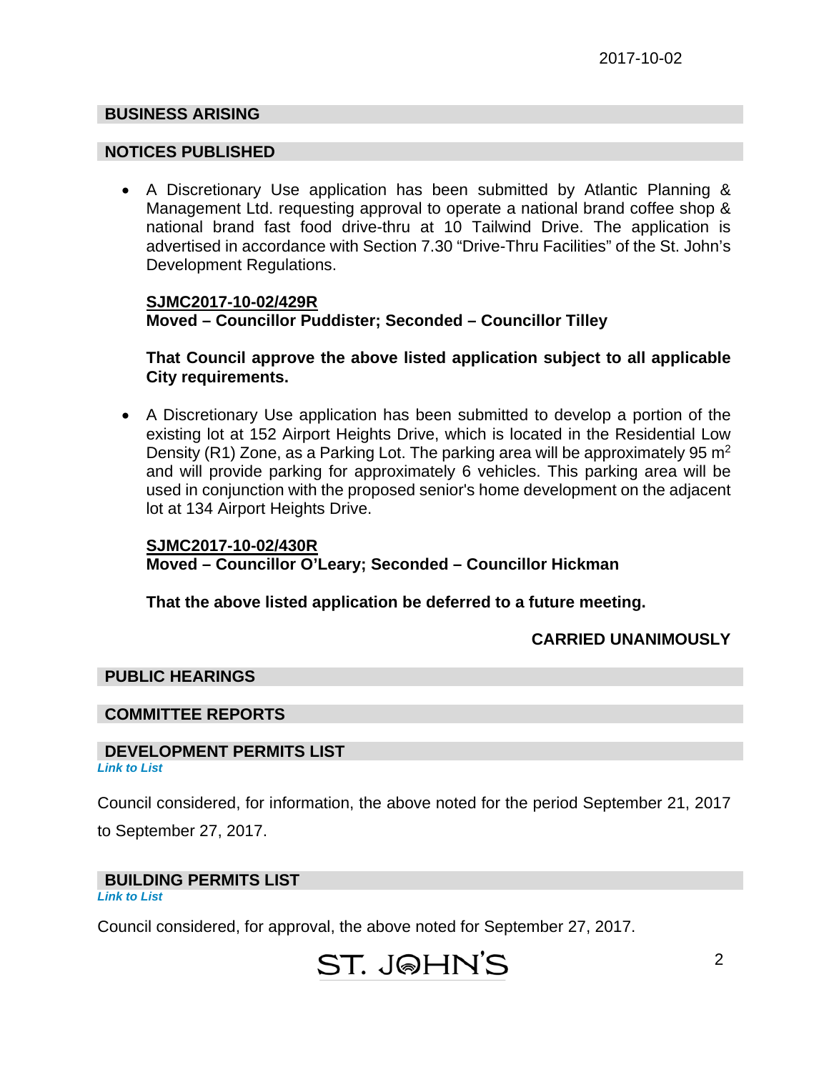2017-10-02

## BUSINESS ARISING

## NOTICES PUBLISHED

- A Discretionary Use application has been submitted by Atlantic Planning & Management Ltd. requesting approval to operate a national brand coffee shop & national brand fast food drive-thru at 10 Tailwind Drive. The application is advertised in accordance with Section 7.30 "Drive-Thru Facilities" of the St. John's Development Regulations.

  **SJMC2017-10-02/429R**
  **Moved – Councillor Puddister; Seconded – Councillor Tilley**

  **That Council approve the above listed application subject to all applicable City requirements.**

- A Discretionary Use application has been submitted to develop a portion of the existing lot at 152 Airport Heights Drive, which is located in the Residential Low Density (R1) Zone, as a Parking Lot. The parking area will be approximately 95 $m^2$ and will provide parking for approximately 6 vehicles. This parking area will be used in conjunction with the proposed senior's home development on the adjacent lot at 134 Airport Heights Drive.

  **SJMC2017-10-02/430R**
  **Moved – Councillor O'Leary; Seconded – Councillor Hickman**

  **That the above listed application be deferred to a future meeting.**

  **CARRIED UNANIMOUSLY**

## PUBLIC HEARINGS

## COMMITTEE REPORTS

## DEVELOPMENT PERMITS LIST

*Link to List*

Council considered, for information, the above noted for the period September 21, 2017 to September 27, 2017.

## BUILDING PERMITS LIST

*Link to List*

Council considered, for approval, the above noted for September 27, 2017.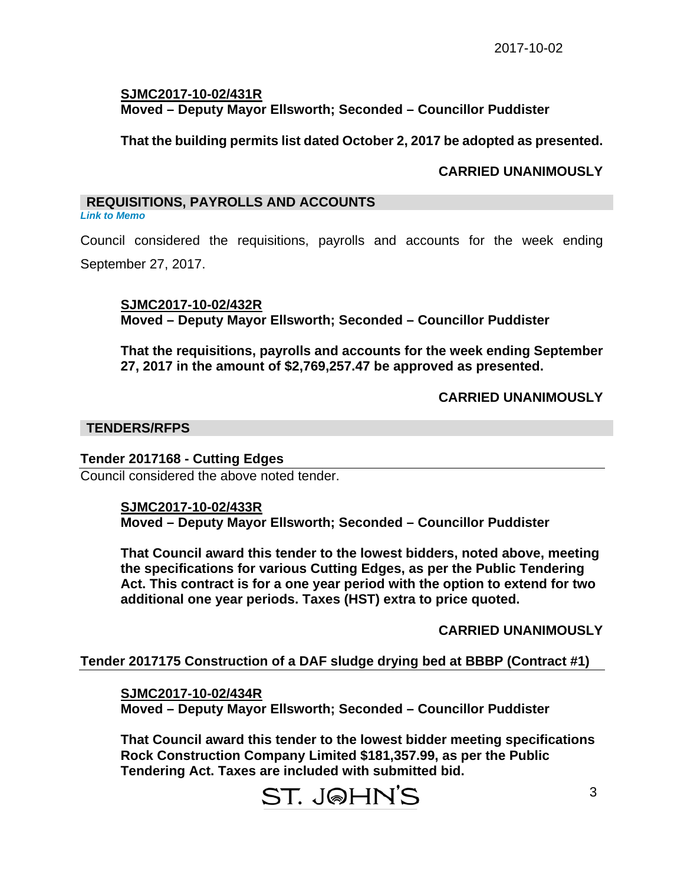**SJMC2017-10-02/431R**
**Moved – Deputy Mayor Ellsworth; Seconded – Councillor Puddister**

**That the building permits list dated October 2, 2017 be adopted as presented.**

**CARRIED UNANIMOUSLY**

## REQUISITIONS, PAYROLLS AND ACCOUNTS

*Link to Memo*

Council considered the requisitions, payrolls and accounts for the week ending September 27, 2017.

**SJMC2017-10-02/432R**
**Moved – Deputy Mayor Ellsworth; Seconded – Councillor Puddister**

**That the requisitions, payrolls and accounts for the week ending September 27, 2017 in the amount of $2,769,257.47 be approved as presented.**

**CARRIED UNANIMOUSLY**

## TENDERS/RFPS

### Tender 2017168 - Cutting Edges

Council considered the above noted tender.

**SJMC2017-10-02/433R**
**Moved – Deputy Mayor Ellsworth; Seconded – Councillor Puddister**

**That Council award this tender to the lowest bidders, noted above, meeting the specifications for various Cutting Edges, as per the Public Tendering Act. This contract is for a one year period with the option to extend for two additional one year periods. Taxes (HST) extra to price quoted.**

**CARRIED UNANIMOUSLY**

### Tender 2017175 Construction of a DAF sludge drying bed at BBBP (Contract #1)

**SJMC2017-10-02/434R**
**Moved – Deputy Mayor Ellsworth; Seconded – Councillor Puddister**

**That Council award this tender to the lowest bidder meeting specifications Rock Construction Company Limited $181,357.99, as per the Public Tendering Act. Taxes are included with submitted bid.**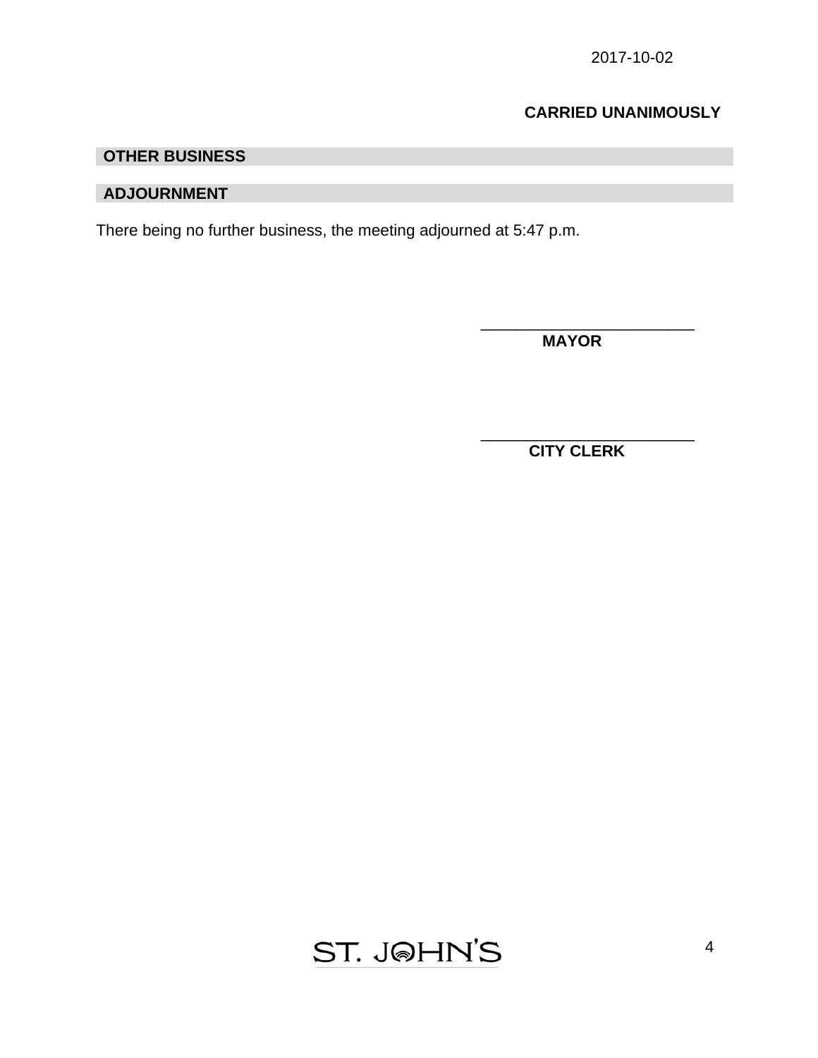**CARRIED UNANIMOUSLY**

## OTHER BUSINESS

## ADJOURNMENT

There being no further business, the meeting adjourned at 5:47 p.m.

\_\_\_\_\_\_\_\_\_\_\_\_\_\_\_\_\_\_\_\_\_\_\_\_\_\_
**MAYOR**

\_\_\_\_\_\_\_\_\_\_\_\_\_\_\_\_\_\_\_\_\_\_\_\_\_\_
**CITY CLERK**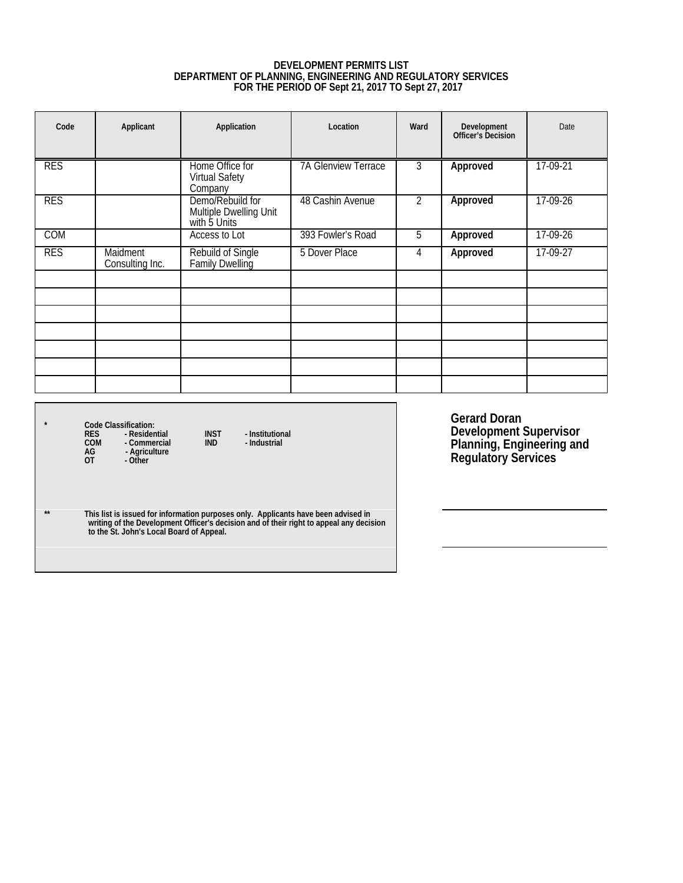**DEVELOPMENT PERMITS LIST**
**DEPARTMENT OF PLANNING, ENGINEERING AND REGULATORY SERVICES**
**FOR THE PERIOD OF Sept 21, 2017 TO Sept 27, 2017**

| Code | Applicant | Application | Location | Ward | Development Officer's Decision | Date |
|---|---|---|---|---|---|---|
| RES | | Home Office for Virtual Safety Company | 7A Glenview Terrace | 3 | **Approved** | 17-09-21 |
| RES | | Demo/Rebuild for Multiple Dwelling Unit with 5 Units | 48 Cashin Avenue | 2 | **Approved** | 17-09-26 |
| COM | | Access to Lot | 393 Fowler's Road | 5 | **Approved** | 17-09-26 |
| RES | Maidment Consulting Inc. | Rebuild of Single Family Dwelling | 5 Dover Place | 4 | **Approved** | 17-09-27 |
| | | | | | | |
| | | | | | | |
| | | | | | | |
| | | | | | | |
| | | | | | | |
| | | | | | | |
| | | | | | | |

\* **Code Classification:**
**RES - Residential**
**COM - Commercial**
**AG - Agriculture**
**OT - Other**
**INST - Institutional**
**IND - Industrial**

\*\* **This list is issued for information purposes only. Applicants have been advised in writing of the Development Officer's decision and of their right to appeal any decision to the St. John's Local Board of Appeal.**

**Gerard Doran**
**Development Supervisor**
**Planning, Engineering and Regulatory Services**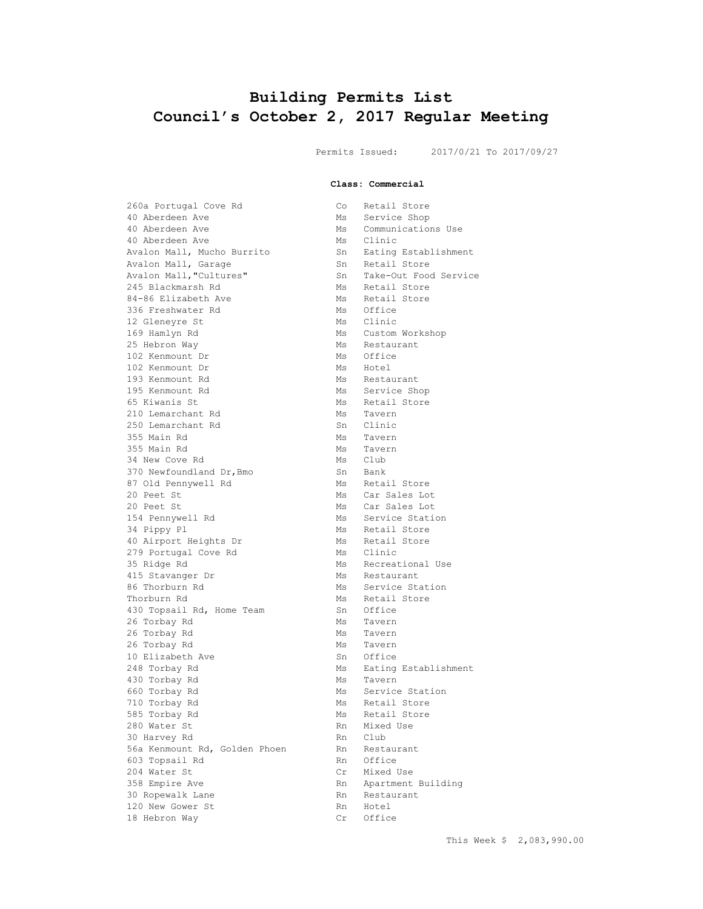# Building Permits List
# Council's October 2, 2017 Regular Meeting

Permits Issued: 2017/0/21 To 2017/09/27

**Class: Commercial**

| | | |
|---|---|---|
| 260a Portugal Cove Rd | Co | Retail Store |
| 40 Aberdeen Ave | Ms | Service Shop |
| 40 Aberdeen Ave | Ms | Communications Use |
| 40 Aberdeen Ave | Ms | Clinic |
| Avalon Mall, Mucho Burrito | Sn | Eating Establishment |
| Avalon Mall, Garage | Sn | Retail Store |
| Avalon Mall,"Cultures" | Sn | Take-Out Food Service |
| 245 Blackmarsh Rd | Ms | Retail Store |
| 84-86 Elizabeth Ave | Ms | Retail Store |
| 336 Freshwater Rd | Ms | Office |
| 12 Gleneyre St | Ms | Clinic |
| 169 Hamlyn Rd | Ms | Custom Workshop |
| 25 Hebron Way | Ms | Restaurant |
| 102 Kenmount Dr | Ms | Office |
| 102 Kenmount Dr | Ms | Hotel |
| 193 Kenmount Rd | Ms | Restaurant |
| 195 Kenmount Rd | Ms | Service Shop |
| 65 Kiwanis St | Ms | Retail Store |
| 210 Lemarchant Rd | Ms | Tavern |
| 250 Lemarchant Rd | Sn | Clinic |
| 355 Main Rd | Ms | Tavern |
| 355 Main Rd | Ms | Tavern |
| 34 New Cove Rd | Ms | Club |
| 370 Newfoundland Dr,Bmo | Sn | Bank |
| 87 Old Pennywell Rd | Ms | Retail Store |
| 20 Peet St | Ms | Car Sales Lot |
| 20 Peet St | Ms | Car Sales Lot |
| 154 Pennywell Rd | Ms | Service Station |
| 34 Pippy Pl | Ms | Retail Store |
| 40 Airport Heights Dr | Ms | Retail Store |
| 279 Portugal Cove Rd | Ms | Clinic |
| 35 Ridge Rd | Ms | Recreational Use |
| 415 Stavanger Dr | Ms | Restaurant |
| 86 Thorburn Rd | Ms | Service Station |
| Thorburn Rd | Ms | Retail Store |
| 430 Topsail Rd, Home Team | Sn | Office |
| 26 Torbay Rd | Ms | Tavern |
| 26 Torbay Rd | Ms | Tavern |
| 26 Torbay Rd | Ms | Tavern |
| 10 Elizabeth Ave | Sn | Office |
| 248 Torbay Rd | Ms | Eating Establishment |
| 430 Torbay Rd | Ms | Tavern |
| 660 Torbay Rd | Ms | Service Station |
| 710 Torbay Rd | Ms | Retail Store |
| 585 Torbay Rd | Ms | Retail Store |
| 280 Water St | Rn | Mixed Use |
| 30 Harvey Rd | Rn | Club |
| 56a Kenmount Rd, Golden Phoen | Rn | Restaurant |
| 603 Topsail Rd | Rn | Office |
| 204 Water St | Cr | Mixed Use |
| 358 Empire Ave | Rn | Apartment Building |
| 30 Ropewalk Lane | Rn | Restaurant |
| 120 New Gower St | Rn | Hotel |
| 18 Hebron Way | Cr | Office |

This Week $ 2,083,990.00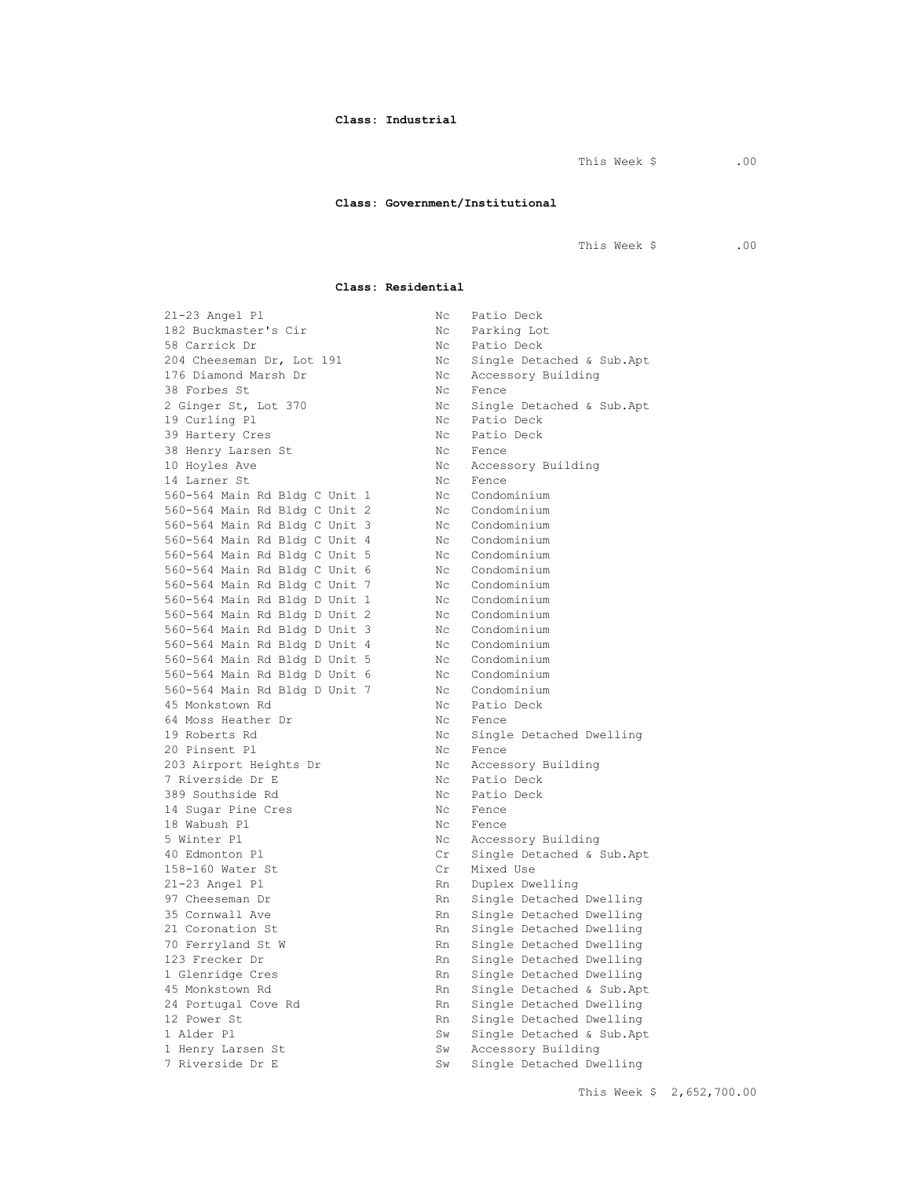**Class: Industrial**

This Week $ .00

**Class: Government/Institutional**

This Week $ .00

**Class: Residential**

| | | |
|---|---|---|
| 21-23 Angel Pl | Nc | Patio Deck |
| 182 Buckmaster's Cir | Nc | Parking Lot |
| 58 Carrick Dr | Nc | Patio Deck |
| 204 Cheeseman Dr, Lot 191 | Nc | Single Detached & Sub.Apt |
| 176 Diamond Marsh Dr | Nc | Accessory Building |
| 38 Forbes St | Nc | Fence |
| 2 Ginger St, Lot 370 | Nc | Single Detached & Sub.Apt |
| 19 Curling Pl | Nc | Patio Deck |
| 39 Hartery Cres | Nc | Patio Deck |
| 38 Henry Larsen St | Nc | Fence |
| 10 Hoyles Ave | Nc | Accessory Building |
| 14 Larner St | Nc | Fence |
| 560-564 Main Rd Bldg C Unit 1 | Nc | Condominium |
| 560-564 Main Rd Bldg C Unit 2 | Nc | Condominium |
| 560-564 Main Rd Bldg C Unit 3 | Nc | Condominium |
| 560-564 Main Rd Bldg C Unit 4 | Nc | Condominium |
| 560-564 Main Rd Bldg C Unit 5 | Nc | Condominium |
| 560-564 Main Rd Bldg C Unit 6 | Nc | Condominium |
| 560-564 Main Rd Bldg C Unit 7 | Nc | Condominium |
| 560-564 Main Rd Bldg D Unit 1 | Nc | Condominium |
| 560-564 Main Rd Bldg D Unit 2 | Nc | Condominium |
| 560-564 Main Rd Bldg D Unit 3 | Nc | Condominium |
| 560-564 Main Rd Bldg D Unit 4 | Nc | Condominium |
| 560-564 Main Rd Bldg D Unit 5 | Nc | Condominium |
| 560-564 Main Rd Bldg D Unit 6 | Nc | Condominium |
| 560-564 Main Rd Bldg D Unit 7 | Nc | Condominium |
| 45 Monkstown Rd | Nc | Patio Deck |
| 64 Moss Heather Dr | Nc | Fence |
| 19 Roberts Rd | Nc | Single Detached Dwelling |
| 20 Pinsent Pl | Nc | Fence |
| 203 Airport Heights Dr | Nc | Accessory Building |
| 7 Riverside Dr E | Nc | Patio Deck |
| 389 Southside Rd | Nc | Patio Deck |
| 14 Sugar Pine Cres | Nc | Fence |
| 18 Wabush Pl | Nc | Fence |
| 5 Winter Pl | Nc | Accessory Building |
| 40 Edmonton Pl | Cr | Single Detached & Sub.Apt |
| 158-160 Water St | Cr | Mixed Use |
| 21-23 Angel Pl | Rn | Duplex Dwelling |
| 97 Cheeseman Dr | Rn | Single Detached Dwelling |
| 35 Cornwall Ave | Rn | Single Detached Dwelling |
| 21 Coronation St | Rn | Single Detached Dwelling |
| 70 Ferryland St W | Rn | Single Detached Dwelling |
| 123 Frecker Dr | Rn | Single Detached Dwelling |
| 1 Glenridge Cres | Rn | Single Detached Dwelling |
| 45 Monkstown Rd | Rn | Single Detached & Sub.Apt |
| 24 Portugal Cove Rd | Rn | Single Detached Dwelling |
| 12 Power St | Rn | Single Detached Dwelling |
| 1 Alder Pl | Sw | Single Detached & Sub.Apt |
| 1 Henry Larsen St | Sw | Accessory Building |
| 7 Riverside Dr E | Sw | Single Detached Dwelling |

This Week $ 2,652,700.00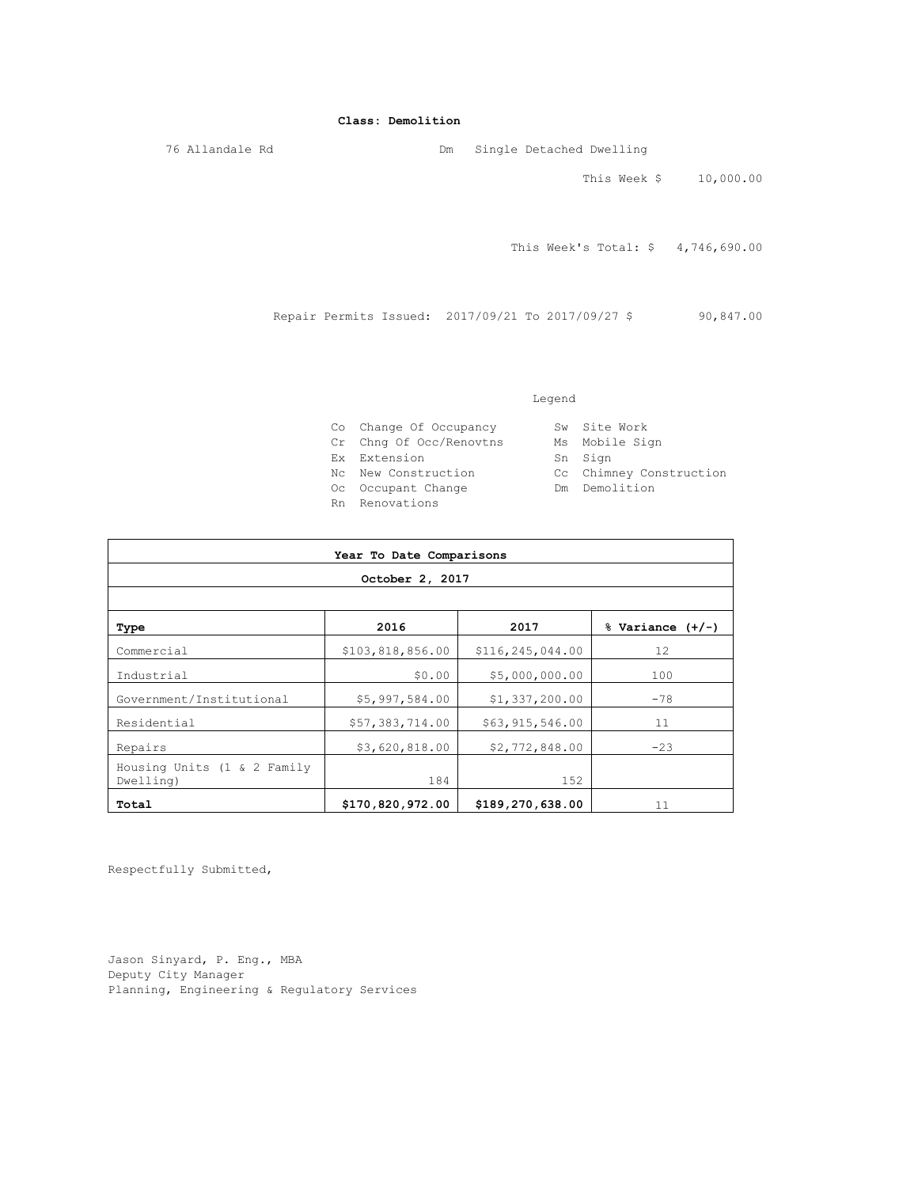**Class: Demolition**

76 Allandale Rd Dm Single Detached Dwelling

This Week $ 10,000.00

This Week's Total: $ 4,746,690.00

Repair Permits Issued: 2017/09/21 To 2017/09/27 $ 90,847.00

Legend

| | | | |
|---|---|---|---|
| Co | Change Of Occupancy | Sw | Site Work |
| Cr | Chng Of Occ/Renovtns | Ms | Mobile Sign |
| Ex | Extension | Sn | Sign |
| Nc | New Construction | Cc | Chimney Construction |
| Oc | Occupant Change | Dm | Demolition |
| Rn | Renovations | | |

**Year To Date Comparisons**

**October 2, 2017**

| **Type** | **2016** | **2017** | **% Variance (+/-)** |
|---|---|---|---|
| Commercial | $103,818,856.00 | $116,245,044.00 | 12 |
| Industrial | $0.00 | $5,000,000.00 | 100 |
| Government/Institutional | $5,997,584.00 | $1,337,200.00 | -78 |
| Residential | $57,383,714.00 | $63,915,546.00 | 11 |
| Repairs | $3,620,818.00 | $2,772,848.00 | -23 |
| Housing Units (1 & 2 Family Dwelling) | 184 | 152 | |
| **Total** | **$170,820,972.00** | **$189,270,638.00** | 11 |

Respectfully Submitted,

Jason Sinyard, P. Eng., MBA
Deputy City Manager
Planning, Engineering & Regulatory Services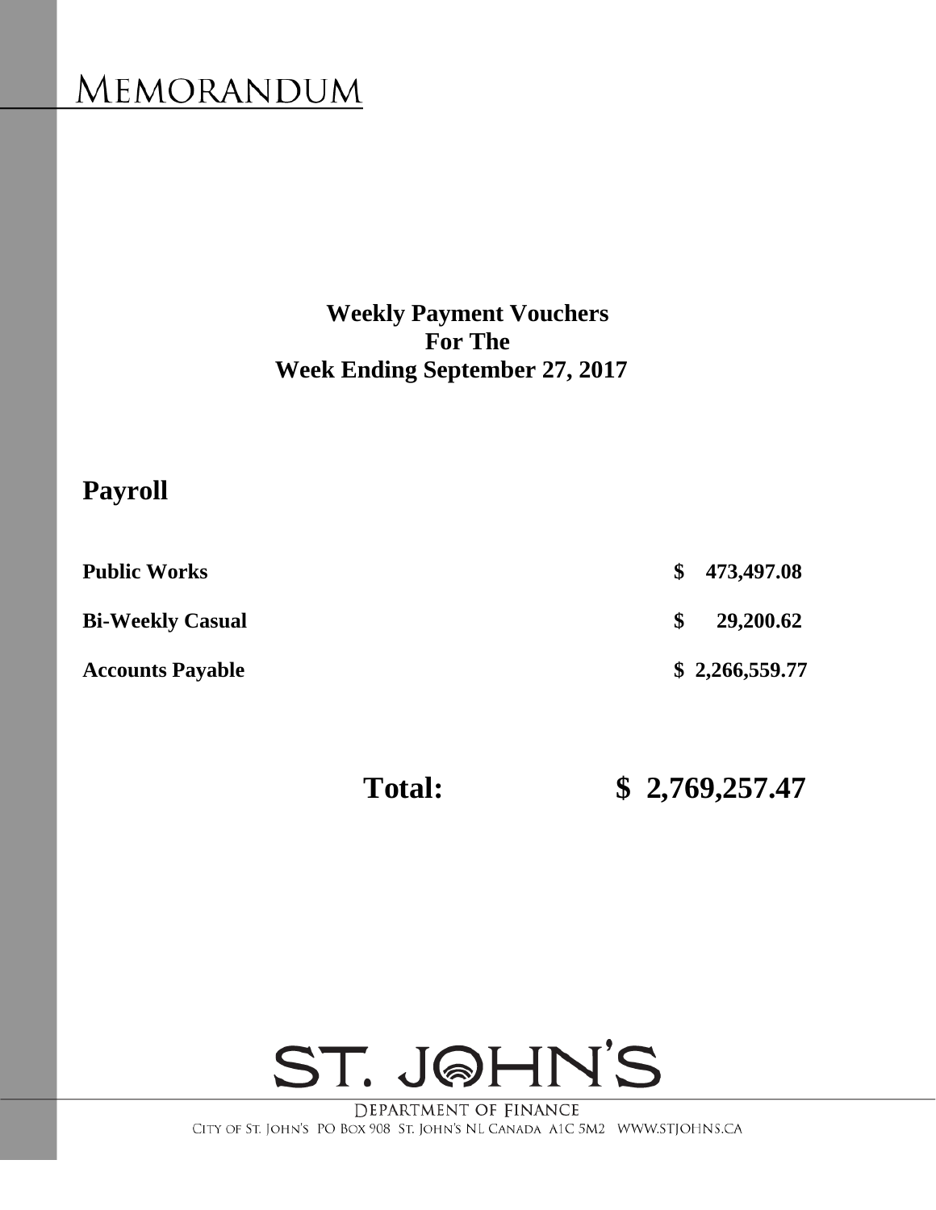# MEMORANDUM

**Weekly Payment Vouchers**
**For The**
**Week Ending September 27, 2017**

## Payroll

| | |
|---|---|
| **Public Works** | **$ 473,497.08** |
| **Bi-Weekly Casual** | **$ 29,200.62** |
| **Accounts Payable** | **$ 2,266,559.77** |
| **Total:** | **$ 2,769,257.47** |

ST. JOHN'S

DEPARTMENT OF FINANCE

CITY OF ST. JOHN'S PO BOX 908 ST. JOHN'S NL CANADA A1C 5M2 WWW.STJOHNS.CA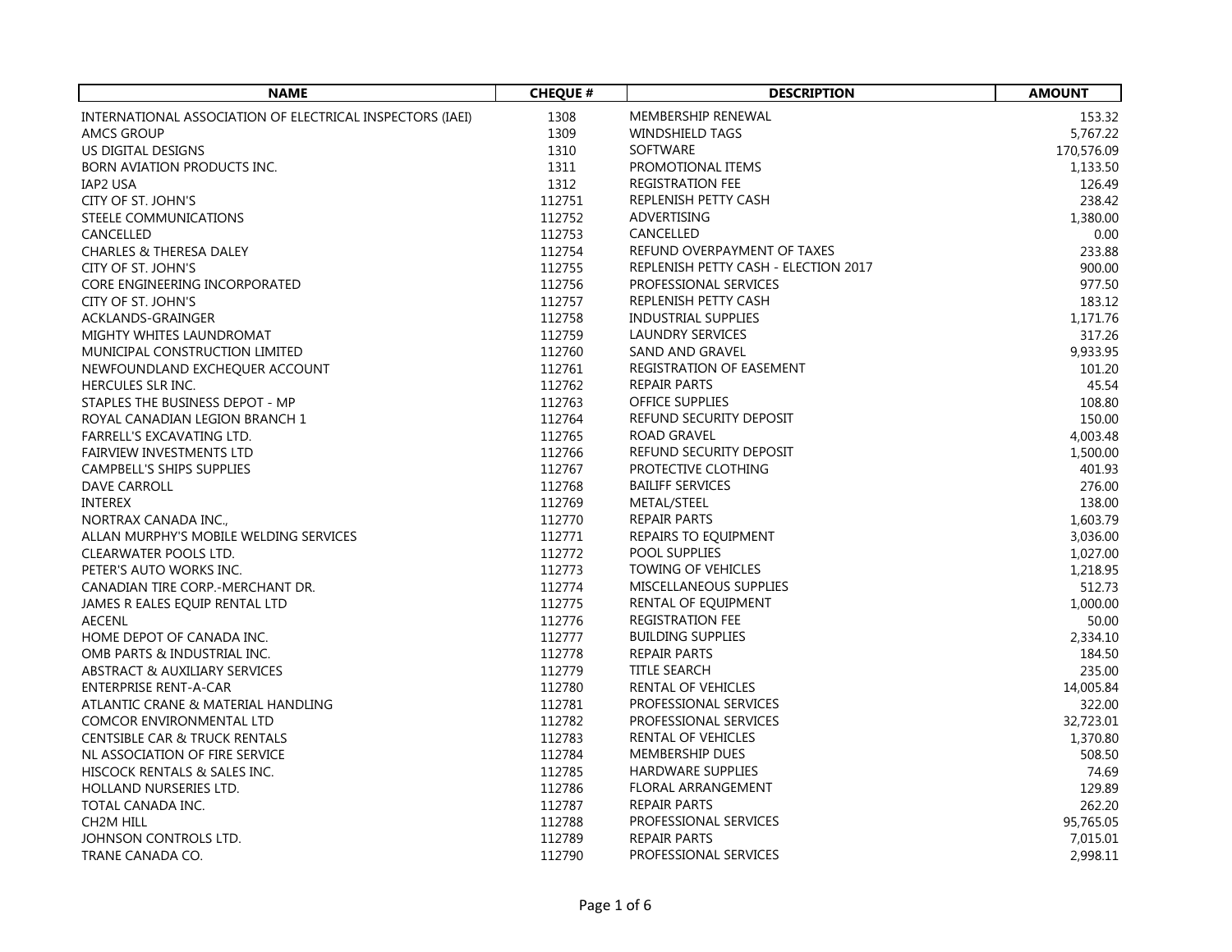| NAME | CHEQUE # | DESCRIPTION | AMOUNT |
|---|---|---|---|
| INTERNATIONAL ASSOCIATION OF ELECTRICAL INSPECTORS (IAEI) | 1308 | MEMBERSHIP RENEWAL | 153.32 |
| AMCS GROUP | 1309 | WINDSHIELD TAGS | 5,767.22 |
| US DIGITAL DESIGNS | 1310 | SOFTWARE | 170,576.09 |
| BORN AVIATION PRODUCTS INC. | 1311 | PROMOTIONAL ITEMS | 1,133.50 |
| IAP2 USA | 1312 | REGISTRATION FEE | 126.49 |
| CITY OF ST. JOHN'S | 112751 | REPLENISH PETTY CASH | 238.42 |
| STEELE COMMUNICATIONS | 112752 | ADVERTISING | 1,380.00 |
| CANCELLED | 112753 | CANCELLED | 0.00 |
| CHARLES & THERESA DALEY | 112754 | REFUND OVERPAYMENT OF TAXES | 233.88 |
| CITY OF ST. JOHN'S | 112755 | REPLENISH PETTY CASH - ELECTION 2017 | 900.00 |
| CORE ENGINEERING INCORPORATED | 112756 | PROFESSIONAL SERVICES | 977.50 |
| CITY OF ST. JOHN'S | 112757 | REPLENISH PETTY CASH | 183.12 |
| ACKLANDS-GRAINGER | 112758 | INDUSTRIAL SUPPLIES | 1,171.76 |
| MIGHTY WHITES LAUNDROMAT | 112759 | LAUNDRY SERVICES | 317.26 |
| MUNICIPAL CONSTRUCTION LIMITED | 112760 | SAND AND GRAVEL | 9,933.95 |
| NEWFOUNDLAND EXCHEQUER ACCOUNT | 112761 | REGISTRATION OF EASEMENT | 101.20 |
| HERCULES SLR INC. | 112762 | REPAIR PARTS | 45.54 |
| STAPLES THE BUSINESS DEPOT - MP | 112763 | OFFICE SUPPLIES | 108.80 |
| ROYAL CANADIAN LEGION BRANCH 1 | 112764 | REFUND SECURITY DEPOSIT | 150.00 |
| FARRELL'S EXCAVATING LTD. | 112765 | ROAD GRAVEL | 4,003.48 |
| FAIRVIEW INVESTMENTS LTD | 112766 | REFUND SECURITY DEPOSIT | 1,500.00 |
| CAMPBELL'S SHIPS SUPPLIES | 112767 | PROTECTIVE CLOTHING | 401.93 |
| DAVE CARROLL | 112768 | BAILIFF SERVICES | 276.00 |
| INTEREX | 112769 | METAL/STEEL | 138.00 |
| NORTRAX CANADA INC., | 112770 | REPAIR PARTS | 1,603.79 |
| ALLAN MURPHY'S MOBILE WELDING SERVICES | 112771 | REPAIRS TO EQUIPMENT | 3,036.00 |
| CLEARWATER POOLS LTD. | 112772 | POOL SUPPLIES | 1,027.00 |
| PETER'S AUTO WORKS INC. | 112773 | TOWING OF VEHICLES | 1,218.95 |
| CANADIAN TIRE CORP.-MERCHANT DR. | 112774 | MISCELLANEOUS SUPPLIES | 512.73 |
| JAMES R EALES EQUIP RENTAL LTD | 112775 | RENTAL OF EQUIPMENT | 1,000.00 |
| AECENL | 112776 | REGISTRATION FEE | 50.00 |
| HOME DEPOT OF CANADA INC. | 112777 | BUILDING SUPPLIES | 2,334.10 |
| OMB PARTS & INDUSTRIAL INC. | 112778 | REPAIR PARTS | 184.50 |
| ABSTRACT & AUXILIARY SERVICES | 112779 | TITLE SEARCH | 235.00 |
| ENTERPRISE RENT-A-CAR | 112780 | RENTAL OF VEHICLES | 14,005.84 |
| ATLANTIC CRANE & MATERIAL HANDLING | 112781 | PROFESSIONAL SERVICES | 322.00 |
| COMCOR ENVIRONMENTAL LTD | 112782 | PROFESSIONAL SERVICES | 32,723.01 |
| CENTSIBLE CAR & TRUCK RENTALS | 112783 | RENTAL OF VEHICLES | 1,370.80 |
| NL ASSOCIATION OF FIRE SERVICE | 112784 | MEMBERSHIP DUES | 508.50 |
| HISCOCK RENTALS & SALES INC. | 112785 | HARDWARE SUPPLIES | 74.69 |
| HOLLAND NURSERIES LTD. | 112786 | FLORAL ARRANGEMENT | 129.89 |
| TOTAL CANADA INC. | 112787 | REPAIR PARTS | 262.20 |
| CH2M HILL | 112788 | PROFESSIONAL SERVICES | 95,765.05 |
| JOHNSON CONTROLS LTD. | 112789 | REPAIR PARTS | 7,015.01 |
| TRANE CANADA CO. | 112790 | PROFESSIONAL SERVICES | 2,998.11 |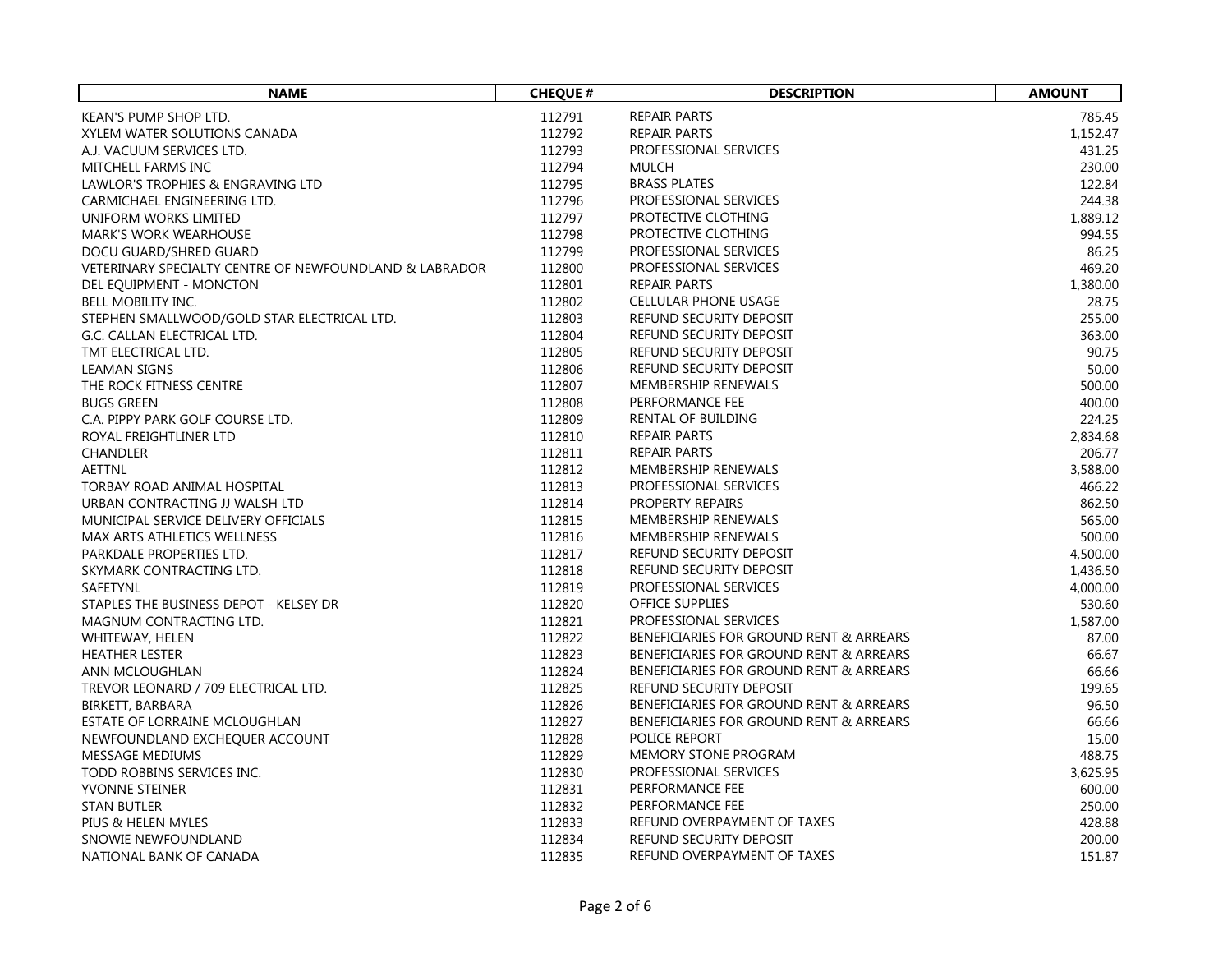| NAME | CHEQUE # | DESCRIPTION | AMOUNT |
| --- | --- | --- | --- |
| KEAN'S PUMP SHOP LTD. | 112791 | REPAIR PARTS | 785.45 |
| XYLEM WATER SOLUTIONS CANADA | 112792 | REPAIR PARTS | 1,152.47 |
| A.J. VACUUM SERVICES LTD. | 112793 | PROFESSIONAL SERVICES | 431.25 |
| MITCHELL FARMS INC | 112794 | MULCH | 230.00 |
| LAWLOR'S TROPHIES & ENGRAVING LTD | 112795 | BRASS PLATES | 122.84 |
| CARMICHAEL ENGINEERING LTD. | 112796 | PROFESSIONAL SERVICES | 244.38 |
| UNIFORM WORKS LIMITED | 112797 | PROTECTIVE CLOTHING | 1,889.12 |
| MARK'S WORK WEARHOUSE | 112798 | PROTECTIVE CLOTHING | 994.55 |
| DOCU GUARD/SHRED GUARD | 112799 | PROFESSIONAL SERVICES | 86.25 |
| VETERINARY SPECIALTY CENTRE OF NEWFOUNDLAND & LABRADOR | 112800 | PROFESSIONAL SERVICES | 469.20 |
| DEL EQUIPMENT - MONCTON | 112801 | REPAIR PARTS | 1,380.00 |
| BELL MOBILITY INC. | 112802 | CELLULAR PHONE USAGE | 28.75 |
| STEPHEN SMALLWOOD/GOLD STAR ELECTRICAL LTD. | 112803 | REFUND SECURITY DEPOSIT | 255.00 |
| G.C. CALLAN ELECTRICAL LTD. | 112804 | REFUND SECURITY DEPOSIT | 363.00 |
| TMT ELECTRICAL LTD. | 112805 | REFUND SECURITY DEPOSIT | 90.75 |
| LEAMAN SIGNS | 112806 | REFUND SECURITY DEPOSIT | 50.00 |
| THE ROCK FITNESS CENTRE | 112807 | MEMBERSHIP RENEWALS | 500.00 |
| BUGS GREEN | 112808 | PERFORMANCE FEE | 400.00 |
| C.A. PIPPY PARK GOLF COURSE LTD. | 112809 | RENTAL OF BUILDING | 224.25 |
| ROYAL FREIGHTLINER LTD | 112810 | REPAIR PARTS | 2,834.68 |
| CHANDLER | 112811 | REPAIR PARTS | 206.77 |
| AETTNL | 112812 | MEMBERSHIP RENEWALS | 3,588.00 |
| TORBAY ROAD ANIMAL HOSPITAL | 112813 | PROFESSIONAL SERVICES | 466.22 |
| URBAN CONTRACTING JJ WALSH LTD | 112814 | PROPERTY REPAIRS | 862.50 |
| MUNICIPAL SERVICE DELIVERY OFFICIALS | 112815 | MEMBERSHIP RENEWALS | 565.00 |
| MAX ARTS ATHLETICS WELLNESS | 112816 | MEMBERSHIP RENEWALS | 500.00 |
| PARKDALE PROPERTIES LTD. | 112817 | REFUND SECURITY DEPOSIT | 4,500.00 |
| SKYMARK CONTRACTING LTD. | 112818 | REFUND SECURITY DEPOSIT | 1,436.50 |
| SAFETYNL | 112819 | PROFESSIONAL SERVICES | 4,000.00 |
| STAPLES THE BUSINESS DEPOT - KELSEY DR | 112820 | OFFICE SUPPLIES | 530.60 |
| MAGNUM CONTRACTING LTD. | 112821 | PROFESSIONAL SERVICES | 1,587.00 |
| WHITEWAY, HELEN | 112822 | BENEFICIARIES FOR GROUND RENT & ARREARS | 87.00 |
| HEATHER LESTER | 112823 | BENEFICIARIES FOR GROUND RENT & ARREARS | 66.67 |
| ANN MCLOUGHLAN | 112824 | BENEFICIARIES FOR GROUND RENT & ARREARS | 66.66 |
| TREVOR LEONARD / 709 ELECTRICAL LTD. | 112825 | REFUND SECURITY DEPOSIT | 199.65 |
| BIRKETT, BARBARA | 112826 | BENEFICIARIES FOR GROUND RENT & ARREARS | 96.50 |
| ESTATE OF LORRAINE MCLOUGHLAN | 112827 | BENEFICIARIES FOR GROUND RENT & ARREARS | 66.66 |
| NEWFOUNDLAND EXCHEQUER ACCOUNT | 112828 | POLICE REPORT | 15.00 |
| MESSAGE MEDIUMS | 112829 | MEMORY STONE PROGRAM | 488.75 |
| TODD ROBBINS SERVICES INC. | 112830 | PROFESSIONAL SERVICES | 3,625.95 |
| YVONNE STEINER | 112831 | PERFORMANCE FEE | 600.00 |
| STAN BUTLER | 112832 | PERFORMANCE FEE | 250.00 |
| PIUS & HELEN MYLES | 112833 | REFUND OVERPAYMENT OF TAXES | 428.88 |
| SNOWIE NEWFOUNDLAND | 112834 | REFUND SECURITY DEPOSIT | 200.00 |
| NATIONAL BANK OF CANADA | 112835 | REFUND OVERPAYMENT OF TAXES | 151.87 |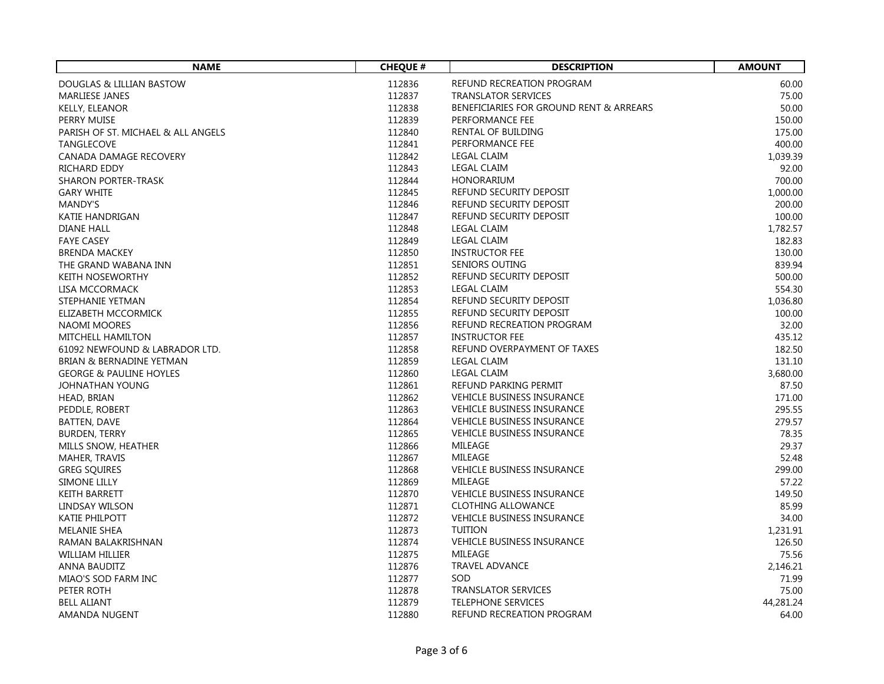| NAME | CHEQUE # | DESCRIPTION | AMOUNT |
|---|---|---|---|
| DOUGLAS & LILLIAN BASTOW | 112836 | REFUND RECREATION PROGRAM | 60.00 |
| MARLIESE JANES | 112837 | TRANSLATOR SERVICES | 75.00 |
| KELLY, ELEANOR | 112838 | BENEFICIARIES FOR GROUND RENT & ARREARS | 50.00 |
| PERRY MUISE | 112839 | PERFORMANCE FEE | 150.00 |
| PARISH OF ST. MICHAEL & ALL ANGELS | 112840 | RENTAL OF BUILDING | 175.00 |
| TANGLECOVE | 112841 | PERFORMANCE FEE | 400.00 |
| CANADA DAMAGE RECOVERY | 112842 | LEGAL CLAIM | 1,039.39 |
| RICHARD EDDY | 112843 | LEGAL CLAIM | 92.00 |
| SHARON PORTER-TRASK | 112844 | HONORARIUM | 700.00 |
| GARY WHITE | 112845 | REFUND SECURITY DEPOSIT | 1,000.00 |
| MANDY'S | 112846 | REFUND SECURITY DEPOSIT | 200.00 |
| KATIE HANDRIGAN | 112847 | REFUND SECURITY DEPOSIT | 100.00 |
| DIANE HALL | 112848 | LEGAL CLAIM | 1,782.57 |
| FAYE CASEY | 112849 | LEGAL CLAIM | 182.83 |
| BRENDA MACKEY | 112850 | INSTRUCTOR FEE | 130.00 |
| THE GRAND WABANA INN | 112851 | SENIORS OUTING | 839.94 |
| KEITH NOSEWORTHY | 112852 | REFUND SECURITY DEPOSIT | 500.00 |
| LISA MCCORMACK | 112853 | LEGAL CLAIM | 554.30 |
| STEPHANIE YETMAN | 112854 | REFUND SECURITY DEPOSIT | 1,036.80 |
| ELIZABETH MCCORMICK | 112855 | REFUND SECURITY DEPOSIT | 100.00 |
| NAOMI MOORES | 112856 | REFUND RECREATION PROGRAM | 32.00 |
| MITCHELL HAMILTON | 112857 | INSTRUCTOR FEE | 435.12 |
| 61092 NEWFOUND & LABRADOR LTD. | 112858 | REFUND OVERPAYMENT OF TAXES | 182.50 |
| BRIAN & BERNADINE YETMAN | 112859 | LEGAL CLAIM | 131.10 |
| GEORGE & PAULINE HOYLES | 112860 | LEGAL CLAIM | 3,680.00 |
| JOHNATHAN YOUNG | 112861 | REFUND PARKING PERMIT | 87.50 |
| HEAD, BRIAN | 112862 | VEHICLE BUSINESS INSURANCE | 171.00 |
| PEDDLE, ROBERT | 112863 | VEHICLE BUSINESS INSURANCE | 295.55 |
| BATTEN, DAVE | 112864 | VEHICLE BUSINESS INSURANCE | 279.57 |
| BURDEN, TERRY | 112865 | VEHICLE BUSINESS INSURANCE | 78.35 |
| MILLS SNOW, HEATHER | 112866 | MILEAGE | 29.37 |
| MAHER, TRAVIS | 112867 | MILEAGE | 52.48 |
| GREG SQUIRES | 112868 | VEHICLE BUSINESS INSURANCE | 299.00 |
| SIMONE LILLY | 112869 | MILEAGE | 57.22 |
| KEITH BARRETT | 112870 | VEHICLE BUSINESS INSURANCE | 149.50 |
| LINDSAY WILSON | 112871 | CLOTHING ALLOWANCE | 85.99 |
| KATIE PHILPOTT | 112872 | VEHICLE BUSINESS INSURANCE | 34.00 |
| MELANIE SHEA | 112873 | TUITION | 1,231.91 |
| RAMAN BALAKRISHNAN | 112874 | VEHICLE BUSINESS INSURANCE | 126.50 |
| WILLIAM HILLIER | 112875 | MILEAGE | 75.56 |
| ANNA BAUDITZ | 112876 | TRAVEL ADVANCE | 2,146.21 |
| MIAO'S SOD FARM INC | 112877 | SOD | 71.99 |
| PETER ROTH | 112878 | TRANSLATOR SERVICES | 75.00 |
| BELL ALIANT | 112879 | TELEPHONE SERVICES | 44,281.24 |
| AMANDA NUGENT | 112880 | REFUND RECREATION PROGRAM | 64.00 |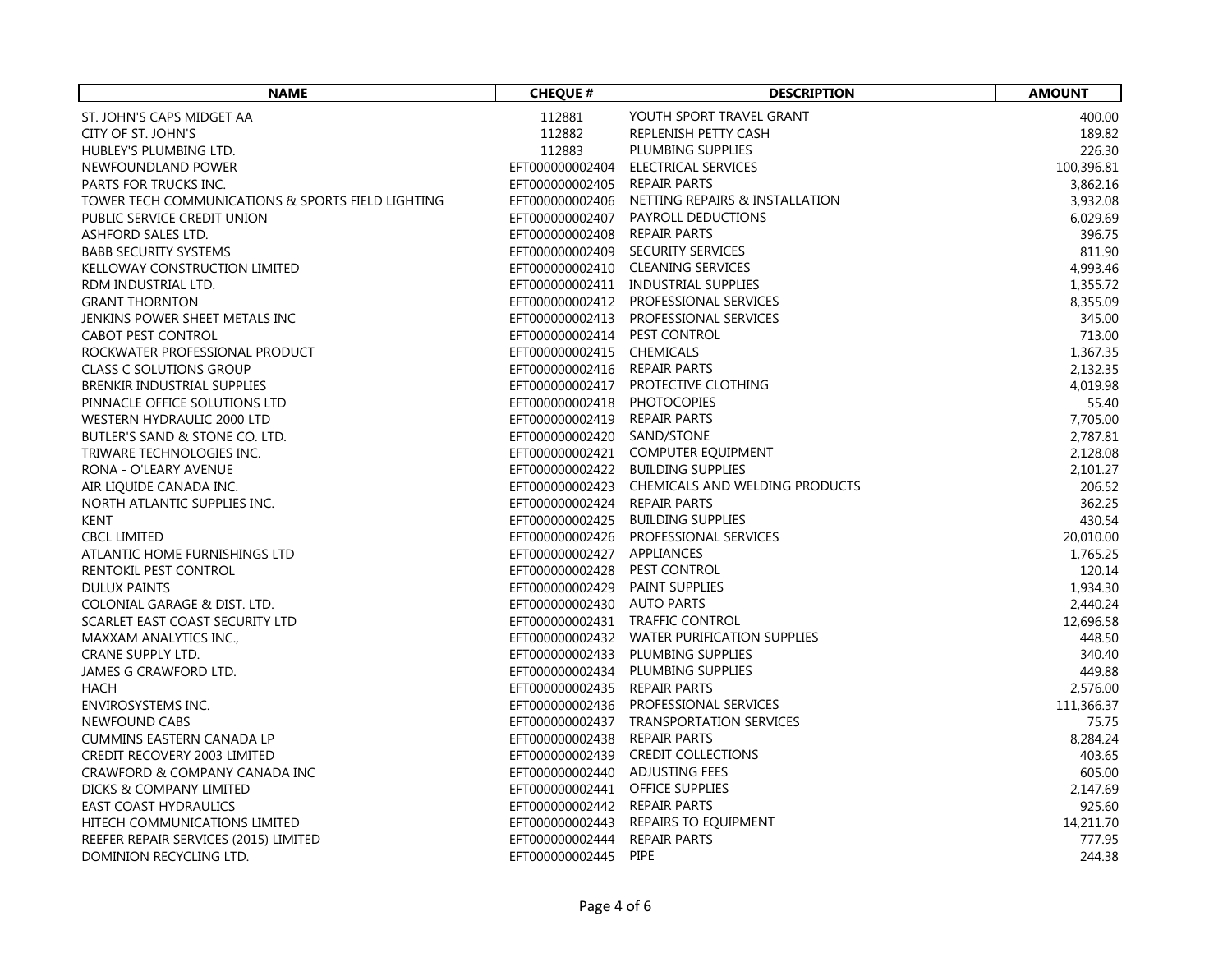| NAME | CHEQUE # | DESCRIPTION | AMOUNT |
| --- | --- | --- | --- |
| ST. JOHN'S CAPS MIDGET AA | 112881 | YOUTH SPORT TRAVEL GRANT | 400.00 |
| CITY OF ST. JOHN'S | 112882 | REPLENISH PETTY CASH | 189.82 |
| HUBLEY'S PLUMBING LTD. | 112883 | PLUMBING SUPPLIES | 226.30 |
| NEWFOUNDLAND POWER | EFT000000002404 | ELECTRICAL SERVICES | 100,396.81 |
| PARTS FOR TRUCKS INC. | EFT000000002405 | REPAIR PARTS | 3,862.16 |
| TOWER TECH COMMUNICATIONS & SPORTS FIELD LIGHTING | EFT000000002406 | NETTING REPAIRS & INSTALLATION | 3,932.08 |
| PUBLIC SERVICE CREDIT UNION | EFT000000002407 | PAYROLL DEDUCTIONS | 6,029.69 |
| ASHFORD SALES LTD. | EFT000000002408 | REPAIR PARTS | 396.75 |
| BABB SECURITY SYSTEMS | EFT000000002409 | SECURITY SERVICES | 811.90 |
| KELLOWAY CONSTRUCTION LIMITED | EFT000000002410 | CLEANING SERVICES | 4,993.46 |
| RDM INDUSTRIAL LTD. | EFT000000002411 | INDUSTRIAL SUPPLIES | 1,355.72 |
| GRANT THORNTON | EFT000000002412 | PROFESSIONAL SERVICES | 8,355.09 |
| JENKINS POWER SHEET METALS INC | EFT000000002413 | PROFESSIONAL SERVICES | 345.00 |
| CABOT PEST CONTROL | EFT000000002414 | PEST CONTROL | 713.00 |
| ROCKWATER PROFESSIONAL PRODUCT | EFT000000002415 | CHEMICALS | 1,367.35 |
| CLASS C SOLUTIONS GROUP | EFT000000002416 | REPAIR PARTS | 2,132.35 |
| BRENKIR INDUSTRIAL SUPPLIES | EFT000000002417 | PROTECTIVE CLOTHING | 4,019.98 |
| PINNACLE OFFICE SOLUTIONS LTD | EFT000000002418 | PHOTOCOPIES | 55.40 |
| WESTERN HYDRAULIC 2000 LTD | EFT000000002419 | REPAIR PARTS | 7,705.00 |
| BUTLER'S SAND & STONE CO. LTD. | EFT000000002420 | SAND/STONE | 2,787.81 |
| TRIWARE TECHNOLOGIES INC. | EFT000000002421 | COMPUTER EQUIPMENT | 2,128.08 |
| RONA - O'LEARY AVENUE | EFT000000002422 | BUILDING SUPPLIES | 2,101.27 |
| AIR LIQUIDE CANADA INC. | EFT000000002423 | CHEMICALS AND WELDING PRODUCTS | 206.52 |
| NORTH ATLANTIC SUPPLIES INC. | EFT000000002424 | REPAIR PARTS | 362.25 |
| KENT | EFT000000002425 | BUILDING SUPPLIES | 430.54 |
| CBCL LIMITED | EFT000000002426 | PROFESSIONAL SERVICES | 20,010.00 |
| ATLANTIC HOME FURNISHINGS LTD | EFT000000002427 | APPLIANCES | 1,765.25 |
| RENTOKIL PEST CONTROL | EFT000000002428 | PEST CONTROL | 120.14 |
| DULUX PAINTS | EFT000000002429 | PAINT SUPPLIES | 1,934.30 |
| COLONIAL GARAGE & DIST. LTD. | EFT000000002430 | AUTO PARTS | 2,440.24 |
| SCARLET EAST COAST SECURITY LTD | EFT000000002431 | TRAFFIC CONTROL | 12,696.58 |
| MAXXAM ANALYTICS INC., | EFT000000002432 | WATER PURIFICATION SUPPLIES | 448.50 |
| CRANE SUPPLY LTD. | EFT000000002433 | PLUMBING SUPPLIES | 340.40 |
| JAMES G CRAWFORD LTD. | EFT000000002434 | PLUMBING SUPPLIES | 449.88 |
| HACH | EFT000000002435 | REPAIR PARTS | 2,576.00 |
| ENVIROSYSTEMS INC. | EFT000000002436 | PROFESSIONAL SERVICES | 111,366.37 |
| NEWFOUND CABS | EFT000000002437 | TRANSPORTATION SERVICES | 75.75 |
| CUMMINS EASTERN CANADA LP | EFT000000002438 | REPAIR PARTS | 8,284.24 |
| CREDIT RECOVERY 2003 LIMITED | EFT000000002439 | CREDIT COLLECTIONS | 403.65 |
| CRAWFORD & COMPANY CANADA INC | EFT000000002440 | ADJUSTING FEES | 605.00 |
| DICKS & COMPANY LIMITED | EFT000000002441 | OFFICE SUPPLIES | 2,147.69 |
| EAST COAST HYDRAULICS | EFT000000002442 | REPAIR PARTS | 925.60 |
| HITECH COMMUNICATIONS LIMITED | EFT000000002443 | REPAIRS TO EQUIPMENT | 14,211.70 |
| REEFER REPAIR SERVICES (2015) LIMITED | EFT000000002444 | REPAIR PARTS | 777.95 |
| DOMINION RECYCLING LTD. | EFT000000002445 | PIPE | 244.38 |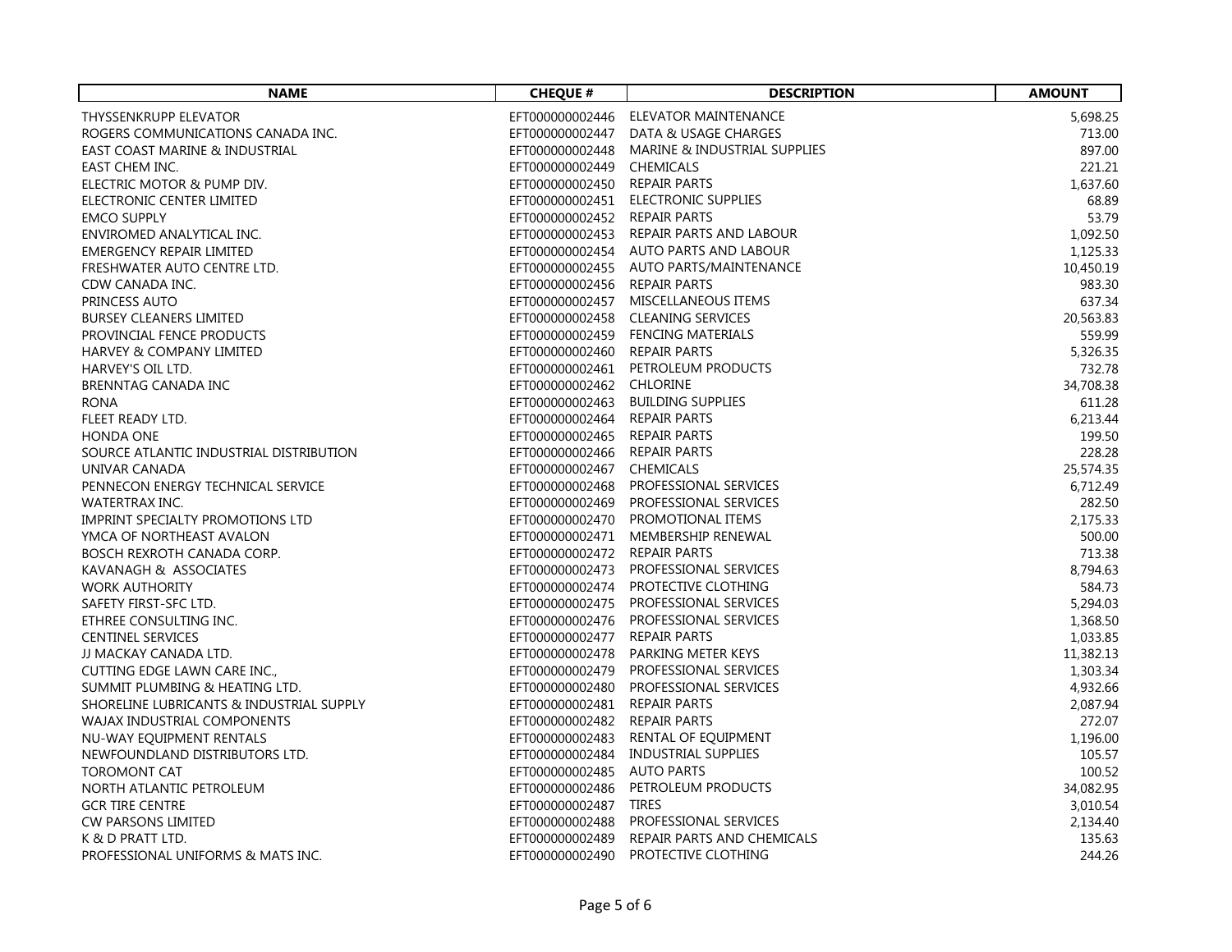| NAME | CHEQUE # | DESCRIPTION | AMOUNT |
|---|---|---|---|
| THYSSENKRUPP ELEVATOR | EFT000000002446 | ELEVATOR MAINTENANCE | 5,698.25 |
| ROGERS COMMUNICATIONS CANADA INC. | EFT000000002447 | DATA & USAGE CHARGES | 713.00 |
| EAST COAST MARINE & INDUSTRIAL | EFT000000002448 | MARINE & INDUSTRIAL SUPPLIES | 897.00 |
| EAST CHEM INC. | EFT000000002449 | CHEMICALS | 221.21 |
| ELECTRIC MOTOR & PUMP DIV. | EFT000000002450 | REPAIR PARTS | 1,637.60 |
| ELECTRONIC CENTER LIMITED | EFT000000002451 | ELECTRONIC SUPPLIES | 68.89 |
| EMCO SUPPLY | EFT000000002452 | REPAIR PARTS | 53.79 |
| ENVIROMED ANALYTICAL INC. | EFT000000002453 | REPAIR PARTS AND LABOUR | 1,092.50 |
| EMERGENCY REPAIR LIMITED | EFT000000002454 | AUTO PARTS AND LABOUR | 1,125.33 |
| FRESHWATER AUTO CENTRE LTD. | EFT000000002455 | AUTO PARTS/MAINTENANCE | 10,450.19 |
| CDW CANADA INC. | EFT000000002456 | REPAIR PARTS | 983.30 |
| PRINCESS AUTO | EFT000000002457 | MISCELLANEOUS ITEMS | 637.34 |
| BURSEY CLEANERS LIMITED | EFT000000002458 | CLEANING SERVICES | 20,563.83 |
| PROVINCIAL FENCE PRODUCTS | EFT000000002459 | FENCING MATERIALS | 559.99 |
| HARVEY & COMPANY LIMITED | EFT000000002460 | REPAIR PARTS | 5,326.35 |
| HARVEY'S OIL LTD. | EFT000000002461 | PETROLEUM PRODUCTS | 732.78 |
| BRENNTAG CANADA INC | EFT000000002462 | CHLORINE | 34,708.38 |
| RONA | EFT000000002463 | BUILDING SUPPLIES | 611.28 |
| FLEET READY LTD. | EFT000000002464 | REPAIR PARTS | 6,213.44 |
| HONDA ONE | EFT000000002465 | REPAIR PARTS | 199.50 |
| SOURCE ATLANTIC INDUSTRIAL DISTRIBUTION | EFT000000002466 | REPAIR PARTS | 228.28 |
| UNIVAR CANADA | EFT000000002467 | CHEMICALS | 25,574.35 |
| PENNECON ENERGY TECHNICAL SERVICE | EFT000000002468 | PROFESSIONAL SERVICES | 6,712.49 |
| WATERTRAX INC. | EFT000000002469 | PROFESSIONAL SERVICES | 282.50 |
| IMPRINT SPECIALTY PROMOTIONS LTD | EFT000000002470 | PROMOTIONAL ITEMS | 2,175.33 |
| YMCA OF NORTHEAST AVALON | EFT000000002471 | MEMBERSHIP RENEWAL | 500.00 |
| BOSCH REXROTH CANADA CORP. | EFT000000002472 | REPAIR PARTS | 713.38 |
| KAVANAGH & ASSOCIATES | EFT000000002473 | PROFESSIONAL SERVICES | 8,794.63 |
| WORK AUTHORITY | EFT000000002474 | PROTECTIVE CLOTHING | 584.73 |
| SAFETY FIRST-SFC LTD. | EFT000000002475 | PROFESSIONAL SERVICES | 5,294.03 |
| ETHREE CONSULTING INC. | EFT000000002476 | PROFESSIONAL SERVICES | 1,368.50 |
| CENTINEL SERVICES | EFT000000002477 | REPAIR PARTS | 1,033.85 |
| JJ MACKAY CANADA LTD. | EFT000000002478 | PARKING METER KEYS | 11,382.13 |
| CUTTING EDGE LAWN CARE INC., | EFT000000002479 | PROFESSIONAL SERVICES | 1,303.34 |
| SUMMIT PLUMBING & HEATING LTD. | EFT000000002480 | PROFESSIONAL SERVICES | 4,932.66 |
| SHORELINE LUBRICANTS & INDUSTRIAL SUPPLY | EFT000000002481 | REPAIR PARTS | 2,087.94 |
| WAJAX INDUSTRIAL COMPONENTS | EFT000000002482 | REPAIR PARTS | 272.07 |
| NU-WAY EQUIPMENT RENTALS | EFT000000002483 | RENTAL OF EQUIPMENT | 1,196.00 |
| NEWFOUNDLAND DISTRIBUTORS LTD. | EFT000000002484 | INDUSTRIAL SUPPLIES | 105.57 |
| TOROMONT CAT | EFT000000002485 | AUTO PARTS | 100.52 |
| NORTH ATLANTIC PETROLEUM | EFT000000002486 | PETROLEUM PRODUCTS | 34,082.95 |
| GCR TIRE CENTRE | EFT000000002487 | TIRES | 3,010.54 |
| CW PARSONS LIMITED | EFT000000002488 | PROFESSIONAL SERVICES | 2,134.40 |
| K & D PRATT LTD. | EFT000000002489 | REPAIR PARTS AND CHEMICALS | 135.63 |
| PROFESSIONAL UNIFORMS & MATS INC. | EFT000000002490 | PROTECTIVE CLOTHING | 244.26 |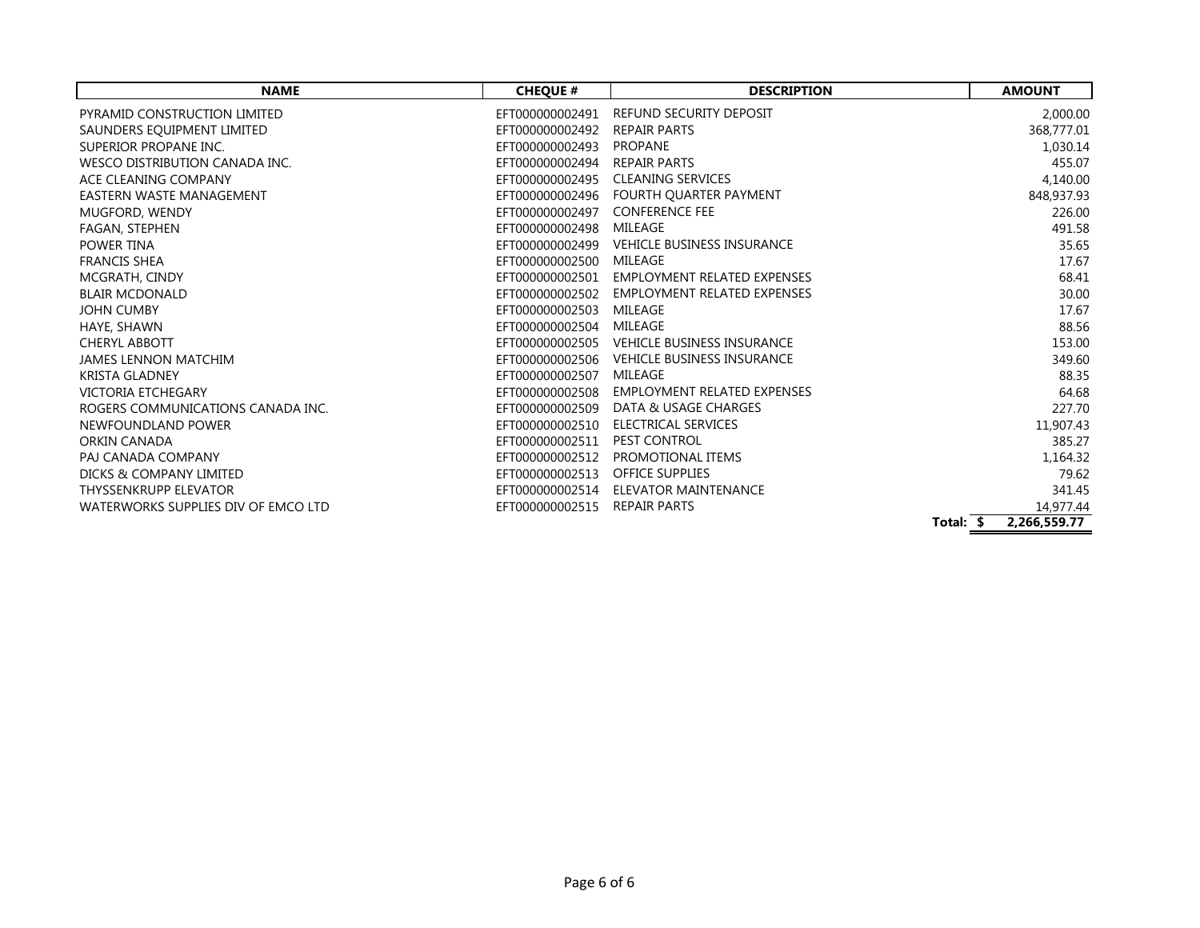| NAME | CHEQUE # | DESCRIPTION | AMOUNT |
|---|---|---|---|
| PYRAMID CONSTRUCTION LIMITED | EFT000000002491 | REFUND SECURITY DEPOSIT | 2,000.00 |
| SAUNDERS EQUIPMENT LIMITED | EFT000000002492 | REPAIR PARTS | 368,777.01 |
| SUPERIOR PROPANE INC. | EFT000000002493 | PROPANE | 1,030.14 |
| WESCO DISTRIBUTION CANADA INC. | EFT000000002494 | REPAIR PARTS | 455.07 |
| ACE CLEANING COMPANY | EFT000000002495 | CLEANING SERVICES | 4,140.00 |
| EASTERN WASTE MANAGEMENT | EFT000000002496 | FOURTH QUARTER PAYMENT | 848,937.93 |
| MUGFORD, WENDY | EFT000000002497 | CONFERENCE FEE | 226.00 |
| FAGAN, STEPHEN | EFT000000002498 | MILEAGE | 491.58 |
| POWER TINA | EFT000000002499 | VEHICLE BUSINESS INSURANCE | 35.65 |
| FRANCIS SHEA | EFT000000002500 | MILEAGE | 17.67 |
| MCGRATH, CINDY | EFT000000002501 | EMPLOYMENT RELATED EXPENSES | 68.41 |
| BLAIR MCDONALD | EFT000000002502 | EMPLOYMENT RELATED EXPENSES | 30.00 |
| JOHN CUMBY | EFT000000002503 | MILEAGE | 17.67 |
| HAYE, SHAWN | EFT000000002504 | MILEAGE | 88.56 |
| CHERYL ABBOTT | EFT000000002505 | VEHICLE BUSINESS INSURANCE | 153.00 |
| JAMES LENNON MATCHIM | EFT000000002506 | VEHICLE BUSINESS INSURANCE | 349.60 |
| KRISTA GLADNEY | EFT000000002507 | MILEAGE | 88.35 |
| VICTORIA ETCHEGARY | EFT000000002508 | EMPLOYMENT RELATED EXPENSES | 64.68 |
| ROGERS COMMUNICATIONS CANADA INC. | EFT000000002509 | DATA & USAGE CHARGES | 227.70 |
| NEWFOUNDLAND POWER | EFT000000002510 | ELECTRICAL SERVICES | 11,907.43 |
| ORKIN CANADA | EFT000000002511 | PEST CONTROL | 385.27 |
| PAJ CANADA COMPANY | EFT000000002512 | PROMOTIONAL ITEMS | 1,164.32 |
| DICKS & COMPANY LIMITED | EFT000000002513 | OFFICE SUPPLIES | 79.62 |
| THYSSENKRUPP ELEVATOR | EFT000000002514 | ELEVATOR MAINTENANCE | 341.45 |
| WATERWORKS SUPPLIES DIV OF EMCO LTD | EFT000000002515 | REPAIR PARTS | 14,977.44 |
| | | **Total: $** | **2,266,559.77** |